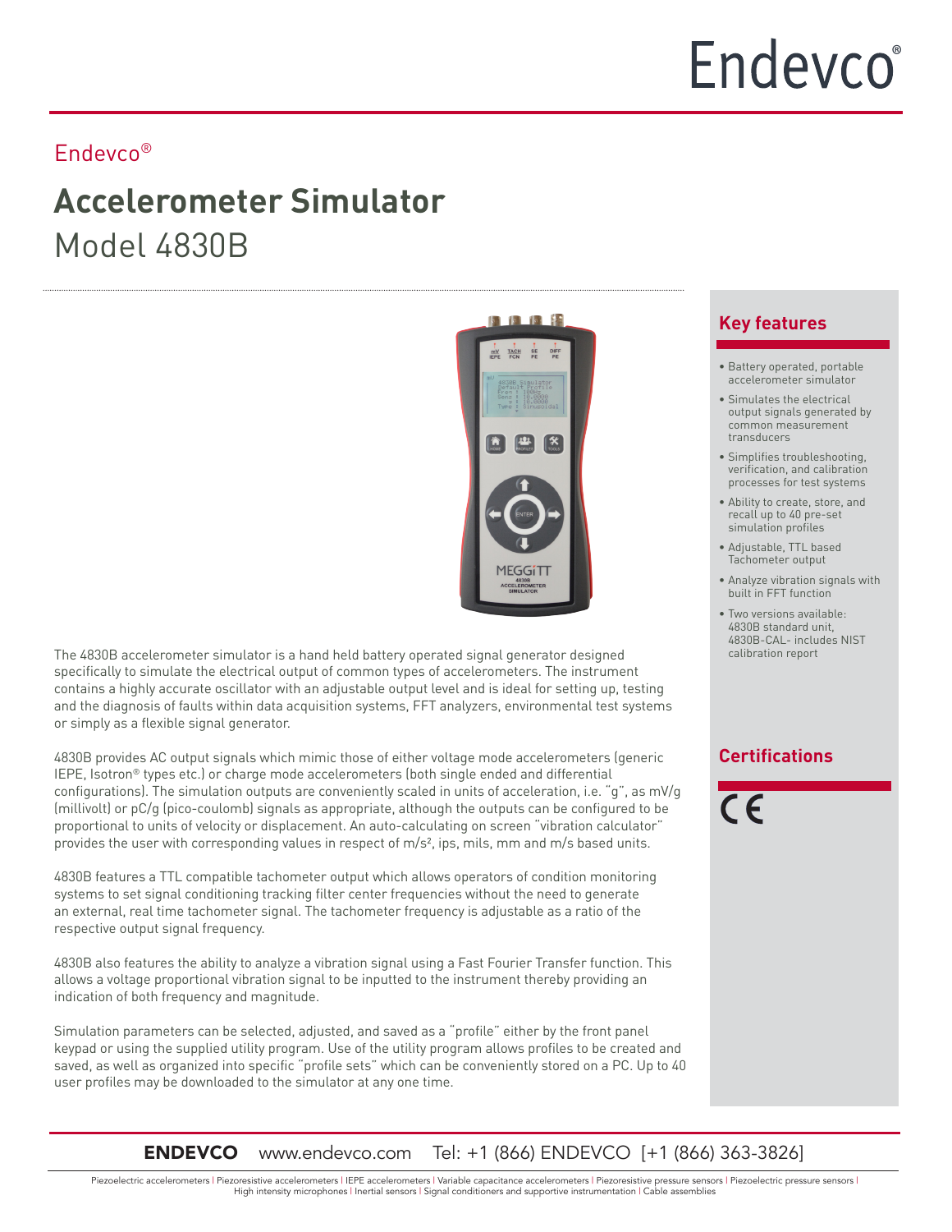Endevco®

# Accelerometer Simulator

## Model 4830B

The 4830B accelerometer simulator is a hand held battery operated signal generator designed specifically to simulate the electrical output of common types of accelerometers. The instrument contains a highly accurate oscillator with an adjustable output level and is ideal for setting up, testing and the diagnosis of faults within data acquisition systems, FFT analyzers, environmental test systems or simply as a flexible signal generator.

4830B provides AC output signals which mimic those of either voltage mode accelerometers (generic IEPE, Isotron® types etc.) or charge mode accelerometers (both single ended and differential configurations). The simulation outputs are conveniently scaled in units of acceleration, i.e. "g", as mV/g (millivolt) or pC/g (pico-coulomb) signals as appropriate, although the outputs can be configured to be proportional to units of velocity or displacement. An auto-calculating on screen "vibration calculator" provides the user with corresponding values in respect of m/s², ips, mils, mm and m/s based units.

4830B features a TTL compatible tachometer output which allows operators of condition monitoring systems to set signal conditioning tracking filter center frequencies without the need to generate an external, real time tachometer signal. The tachometer frequency is adjustable as a ratio of the respective output signal frequency.

4830B also features the ability to analyze a vibration signal using a Fast Fourier Transfer function. This allows a voltage proportional vibration signal to be inputted to the instrument thereby providing an indication of both frequency and magnitude.

Simulation parameters can be selected, adjusted, and saved as a "profile" either by the front panel keypad or using the supplied utility program. Use of the utility program allows profiles to be created and saved, as well as organized into specific "profile sets" which can be conveniently stored on a PC. Up to 40 user profiles may be downloaded to the simulator at any one time.

### Key features

- Battery operated, portable accelerometer simulator
- Simulates the electrical output signals generated by common measurement transducers
- Simplifies troubleshooting, verification, and calibration processes for test systems
- Ability to create, store, and recall up to 40 pre-set simulation profiles
- Adjustable, TTL based Tachometer output
- Analyze vibration signals with built in FFT function
- Two versions available: 4830B standard unit, 4830B-CAL- includes NIST calibration report

### Certifications

CE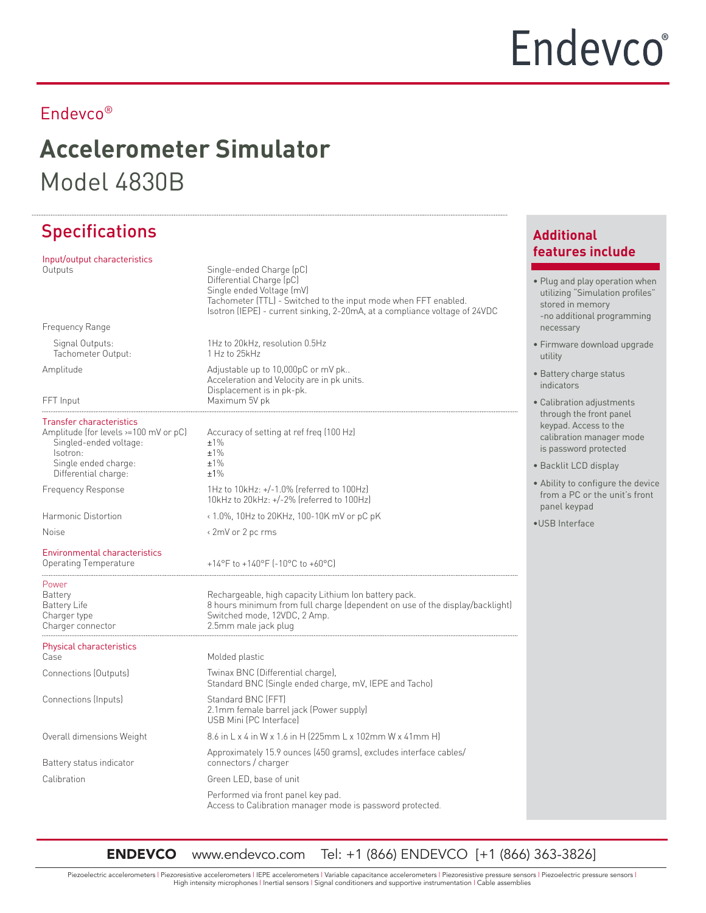Endevco®

# Accelerometer Simulator

## Model 4830B

## Specifications

| | |
|---|---|
| **Input/output characteristics** | |
| Outputs | Single-ended Charge (pC)<br>Differential Charge (pC)<br>Single ended Voltage (mV)<br>Tachometer (TTL) - Switched to the input mode when FFT enabled.<br>Isotron (IEPE) - current sinking, 2-20mA, at a compliance voltage of 24VDC |
| Frequency Range | |
| Signal Outputs: | 1Hz to 20kHz, resolution 0.5Hz |
| Tachometer Output: | 1 Hz to 25kHz |
| Amplitude | Adjustable up to 10,000pC or mV pk..<br>Acceleration and Velocity are in pk units.<br>Displacement is in pk-pk. |
| FFT Input | Maximum 5V pk |
| **Transfer characteristics** | |
| Amplitude (for levels >=100 mV or pC) | Accuracy of setting at ref freq (100 Hz) |
| Singled-ended voltage: | ±1% |
| Isotron: | ±1% |
| Single ended charge: | ±1% |
| Differential charge: | ±1% |
| Frequency Response | 1Hz to 10kHz: +/-1.0% (referred to 100Hz)<br>10kHz to 20kHz: +/-2% (referred to 100Hz) |
| Harmonic Distortion | ‹ 1.0%, 10Hz to 20KHz, 100-10K mV or pC pK |
| Noise | ‹ 2mV or 2 pc rms |
| **Environmental characteristics** | |
| Operating Temperature | +14°F to +140°F (-10°C to +60°C) |
| **Power** | |
| Battery | Rechargeable, high capacity Lithium Ion battery pack. |
| Battery Life | 8 hours minimum from full charge (dependent on use of the display/backlight) |
| Charger type | Switched mode, 12VDC, 2 Amp. |
| Charger connector | 2.5mm male jack plug |
| **Physical characteristics** | |
| Case | Molded plastic |
| Connections (Outputs) | Twinax BNC (Differential charge),<br>Standard BNC (Single ended charge, mV, IEPE and Tacho) |
| Connections (Inputs) | Standard BNC (FFT)<br>2.1mm female barrel jack (Power supply)<br>USB Mini (PC Interface) |
| Overall dimensions Weight | 8.6 in L x 4 in W x 1.6 in H (225mm L x 102mm W x 41mm H) |
| | Approximately 15.9 ounces (450 grams), excludes interface cables/ |
| Battery status indicator | connectors / charger |
| Calibration | Green LED, base of unit |
| | Performed via front panel key pad.<br>Access to Calibration manager mode is password protected. |

## Additional features include

- Plug and play operation when utilizing "Simulation profiles" stored in memory -no additional programming necessary
- Firmware download upgrade utility
- Battery charge status indicators
- Calibration adjustments through the front panel keypad. Access to the calibration manager mode is password protected
- Backlit LCD display
- Ability to configure the device from a PC or the unit's front panel keypad
- USB Interface

**ENDEVCO** www.endevco.com Tel: +1 (866) ENDEVCO [+1 (866) 363-3826]

Piezoelectric accelerometers | Piezoresistive accelerometers | IEPE accelerometers | Variable capacitance accelerometers | Piezoresistive pressure sensors | Piezoelectric pressure sensors | High intensity microphones | Inertial sensors | Signal conditioners and supportive instrumentation | Cable assemblies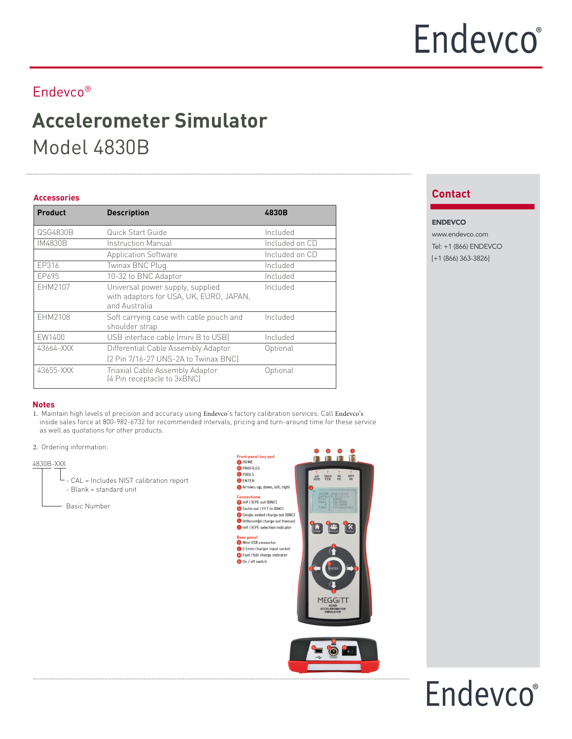Endevco®

# Accelerometer Simulator

## Model 4830B

### Accessories

| Product | Description | 4830B |
|---|---|---|
| QSG4830B | Quick Start Guide | Included |
| IM4830B | Instruction Manual | Included on CD |
| | Application Software | Included on CD |
| EP316 | Twinax BNC Plug | Included |
| EP695 | 10-32 to BNC Adaptor | Included |
| EHM2107 | Universal power supply, supplied with adaptors for USA, UK, EURO, JAPAN, and Australia | Included |
| EHM2108 | Soft carrying case with cable pouch and shoulder strap | Included |
| EW1400 | USB interface cable (mini B to USB) | Included |
| 43664-XXX | Differential Cable Assembly Adaptor (2 Pin 7/16-27 UNS-2A to Twinax BNC) | Optional |
| 43655-XXX | Triaxial Cable Assembly Adaptor (4 Pin receptacle to 3xBNC) | Optional |

### Notes

1. Maintain high levels of precision and accuracy using Endevco's factory calibration services. Call Endevco's inside sales force at 800-982-6732 for recommended intervals, pricing and turn-around time for these service as well as quotations for other products.

2. Ordering information:

4830B-XXX
- CAL = Includes NIST calibration report
- Blank = standard unit

Basic Number

**Front panel key pad**
- A HOME
- B PROFILES
- C TOOLS
- D ENTER
- E Arrows: up, down, left, right

**Connections**
- F mV / IEPE out (BNC)
- G Tacho out / FFT in (BNC)
- H Single-ended charge out (BNC)
- I Differential charge out (twinax)
- J mV / IEPE selection indicator

**Base panel**
- K Mini USB connector
- L 2.5mm charger input socket
- M Fast / full charge indicator
- N On / off switch

## Contact

**ENDEVCO**
www.endevco.com
Tel: +1 (866) ENDEVCO
[+1 (866) 363-3826]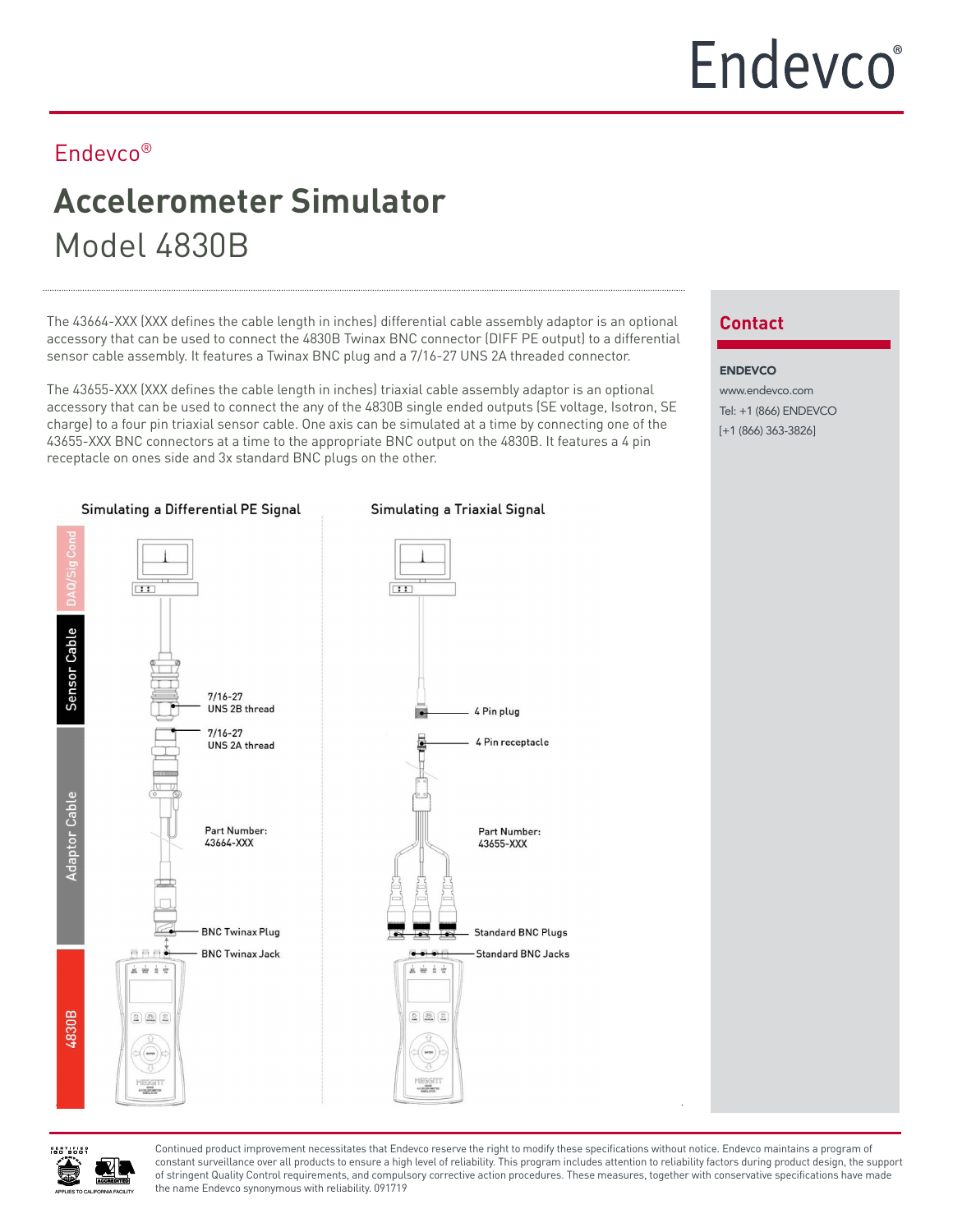Endevco®

# Accelerometer Simulator

## Model 4830B

The 43664-XXX (XXX defines the cable length in inches) differential cable assembly adaptor is an optional accessory that can be used to connect the 4830B Twinax BNC connector (DIFF PE output) to a differential sensor cable assembly. It features a Twinax BNC plug and a 7/16-27 UNS 2A threaded connector.

The 43655-XXX (XXX defines the cable length in inches) triaxial cable assembly adaptor is an optional accessory that can be used to connect the any of the 4830B single ended outputs (SE voltage, Isotron, SE charge) to a four pin triaxial sensor cable. One axis can be simulated at a time by connecting one of the 43655-XXX BNC connectors at a time to the appropriate BNC output on the 4830B. It features a 4 pin receptacle on ones side and 3x standard BNC plugs on the other.

Simulating a Differential PE Signal

Simulating a Triaxial Signal

DAQ/Sig Cond

Sensor Cable

Adaptor Cable

4830B

7/16-27
UNS 2B thread

7/16-27
UNS 2A thread

Part Number:
43664-XXX

BNC Twinax Plug

BNC Twinax Jack

4 Pin plug

4 Pin receptacle

Part Number:
43655-XXX

Standard BNC Plugs

Standard BNC Jacks

## Contact

**ENDEVCO**
www.endevco.com
Tel: +1 (866) ENDEVCO
[+1 (866) 363-3826]

APPLIES TO CALIFORNIA FACILITY

Continued product improvement necessitates that Endevco reserve the right to modify these specifications without notice. Endevco maintains a program of constant surveillance over all products to ensure a high level of reliability. This program includes attention to reliability factors during product design, the support of stringent Quality Control requirements, and compulsory corrective action procedures. These measures, together with conservative specifications have made the name Endevco synonymous with reliability. 091719